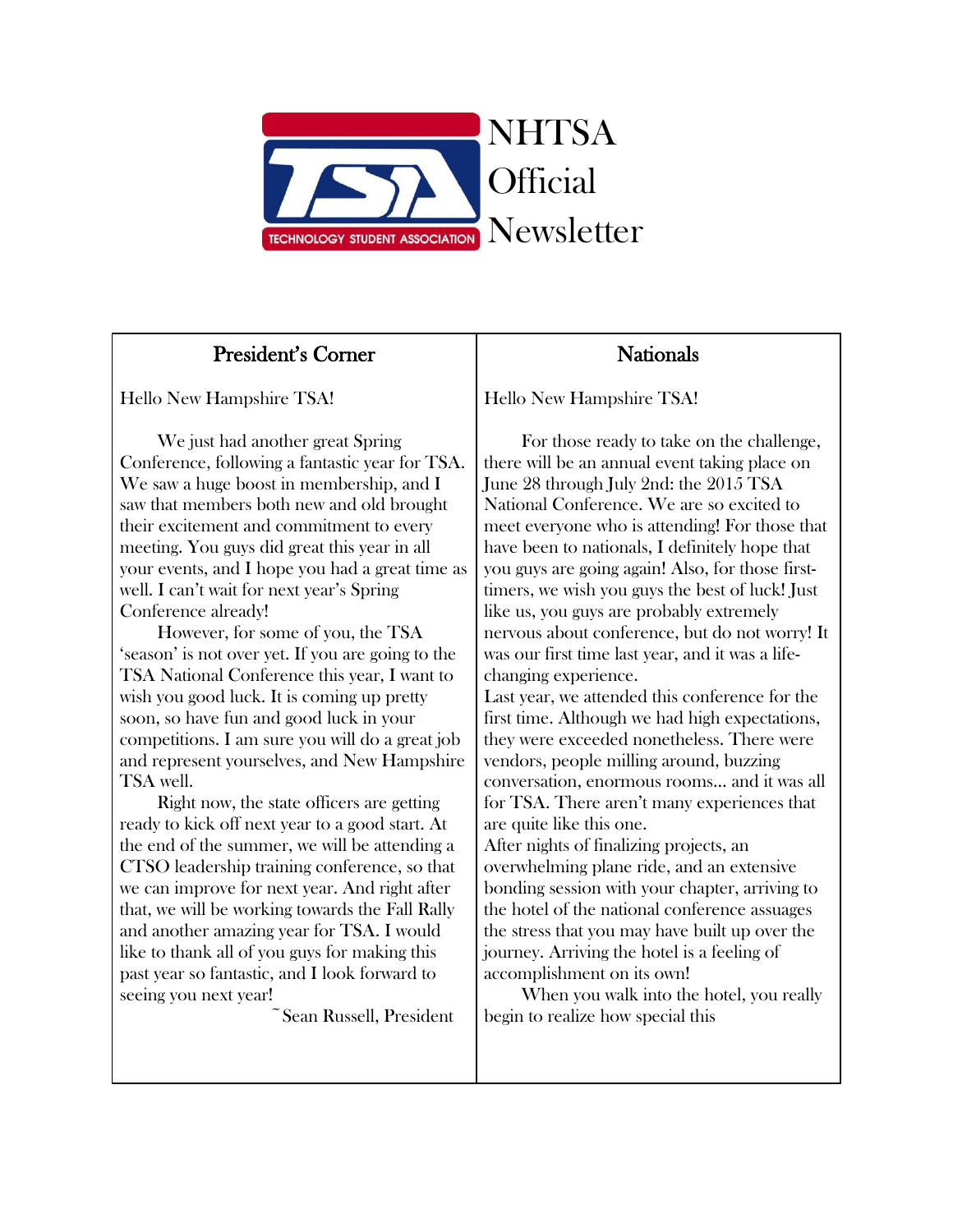# NHTSA Official Newsletter

## President's Corner

Hello New Hampshire TSA!

We just had another great Spring Conference, following a fantastic year for TSA. We saw a huge boost in membership, and I saw that members both new and old brought their excitement and commitment to every meeting. You guys did great this year in all your events, and I hope you had a great time as well. I can't wait for next year's Spring Conference already!

However, for some of you, the TSA 'season' is not over yet. If you are going to the TSA National Conference this year, I want to wish you good luck. It is coming up pretty soon, so have fun and good luck in your competitions. I am sure you will do a great job and represent yourselves, and New Hampshire TSA well.

Right now, the state officers are getting ready to kick off next year to a good start. At the end of the summer, we will be attending a CTSO leadership training conference, so that we can improve for next year. And right after that, we will be working towards the Fall Rally and another amazing year for TSA. I would like to thank all of you guys for making this past year so fantastic, and I look forward to seeing you next year!

~Sean Russell, President

## Nationals

Hello New Hampshire TSA!

For those ready to take on the challenge, there will be an annual event taking place on June 28 through July 2nd: the 2015 TSA National Conference. We are so excited to meet everyone who is attending! For those that have been to nationals, I definitely hope that you guys are going again! Also, for those first-timers, we wish you guys the best of luck! Just like us, you guys are probably extremely nervous about conference, but do not worry! It was our first time last year, and it was a life-changing experience.

Last year, we attended this conference for the first time. Although we had high expectations, they were exceeded nonetheless. There were vendors, people milling around, buzzing conversation, enormous rooms… and it was all for TSA. There aren't many experiences that are quite like this one.

After nights of finalizing projects, an overwhelming plane ride, and an extensive bonding session with your chapter, arriving to the hotel of the national conference assuages the stress that you may have built up over the journey. Arriving the hotel is a feeling of accomplishment on its own!

When you walk into the hotel, you really begin to realize how special this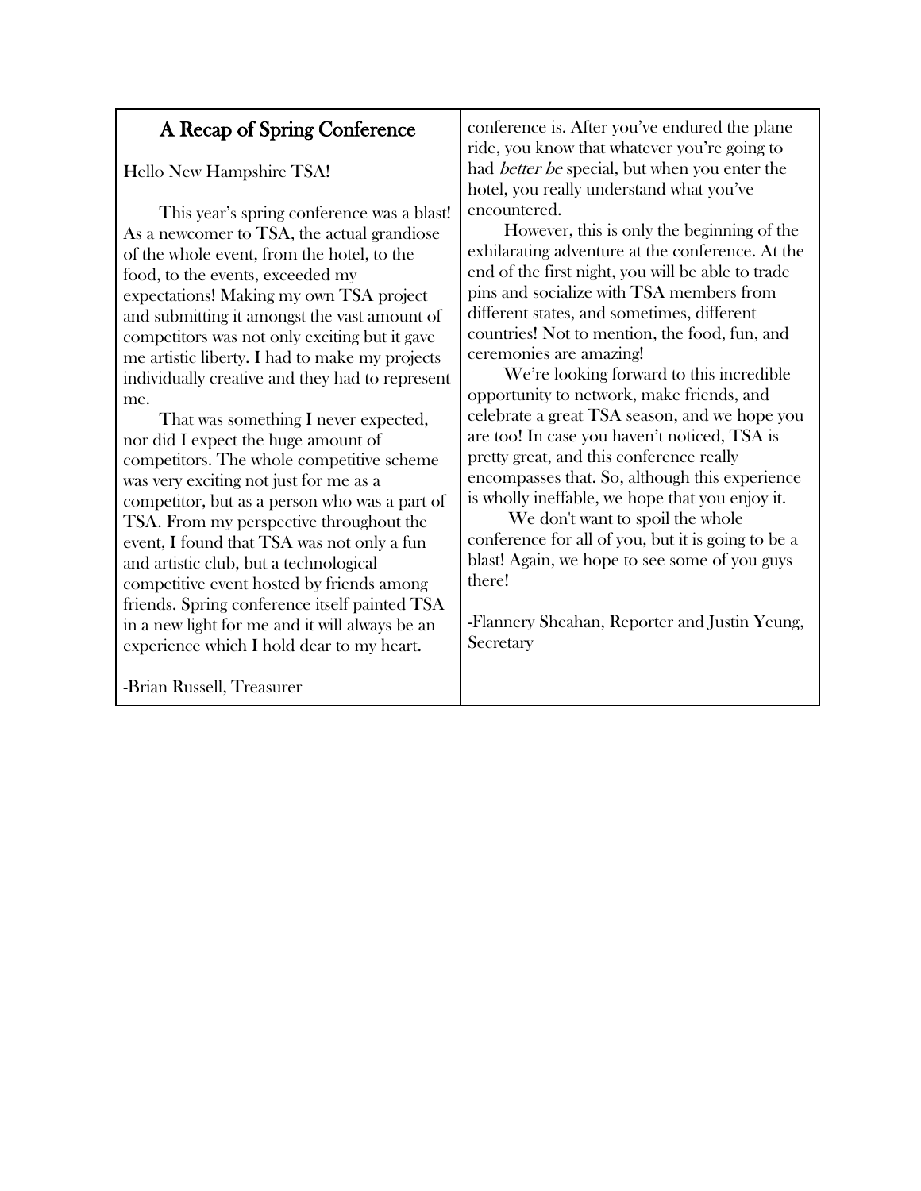## A Recap of Spring Conference

Hello New Hampshire TSA!

This year's spring conference was a blast! As a newcomer to TSA, the actual grandiose of the whole event, from the hotel, to the food, to the events, exceeded my expectations! Making my own TSA project and submitting it amongst the vast amount of competitors was not only exciting but it gave me artistic liberty. I had to make my projects individually creative and they had to represent me.

That was something I never expected, nor did I expect the huge amount of competitors. The whole competitive scheme was very exciting not just for me as a competitor, but as a person who was a part of TSA. From my perspective throughout the event, I found that TSA was not only a fun and artistic club, but a technological competitive event hosted by friends among friends. Spring conference itself painted TSA in a new light for me and it will always be an experience which I hold dear to my heart.

-Brian Russell, Treasurer

conference is. After you've endured the plane ride, you know that whatever you're going to had *better be* special, but when you enter the hotel, you really understand what you've encountered.

However, this is only the beginning of the exhilarating adventure at the conference. At the end of the first night, you will be able to trade pins and socialize with TSA members from different states, and sometimes, different countries! Not to mention, the food, fun, and ceremonies are amazing!

We're looking forward to this incredible opportunity to network, make friends, and celebrate a great TSA season, and we hope you are too! In case you haven't noticed, TSA is pretty great, and this conference really encompasses that. So, although this experience is wholly ineffable, we hope that you enjoy it.

We don't want to spoil the whole conference for all of you, but it is going to be a blast! Again, we hope to see some of you guys there!

-Flannery Sheahan, Reporter and Justin Yeung, Secretary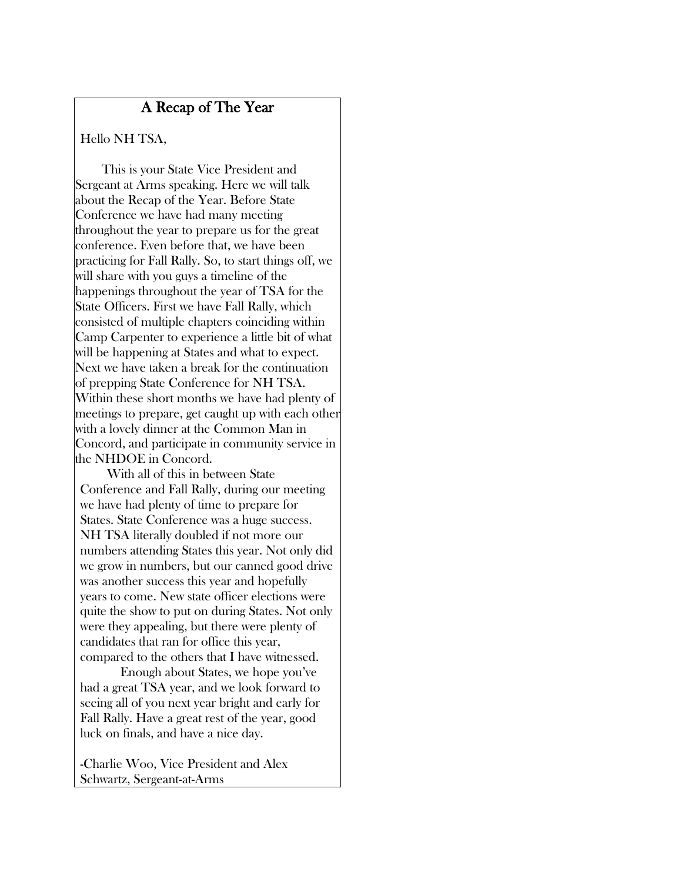# A Recap of The Year

Hello NH TSA,

This is your State Vice President and Sergeant at Arms speaking. Here we will talk about the Recap of the Year. Before State Conference we have had many meeting throughout the year to prepare us for the great conference. Even before that, we have been practicing for Fall Rally. So, to start things off, we will share with you guys a timeline of the happenings throughout the year of TSA for the State Officers. First we have Fall Rally, which consisted of multiple chapters coinciding within Camp Carpenter to experience a little bit of what will be happening at States and what to expect. Next we have taken a break for the continuation of prepping State Conference for NH TSA. Within these short months we have had plenty of meetings to prepare, get caught up with each other with a lovely dinner at the Common Man in Concord, and participate in community service in the NHDOE in Concord.

With all of this in between State Conference and Fall Rally, during our meeting we have had plenty of time to prepare for States. State Conference was a huge success. NH TSA literally doubled if not more our numbers attending States this year. Not only did we grow in numbers, but our canned good drive was another success this year and hopefully years to come. New state officer elections were quite the show to put on during States. Not only were they appealing, but there were plenty of candidates that ran for office this year, compared to the others that I have witnessed.

Enough about States, we hope you've had a great TSA year, and we look forward to seeing all of you next year bright and early for Fall Rally. Have a great rest of the year, good luck on finals, and have a nice day.

-Charlie Woo, Vice President and Alex Schwartz, Sergeant-at-Arms